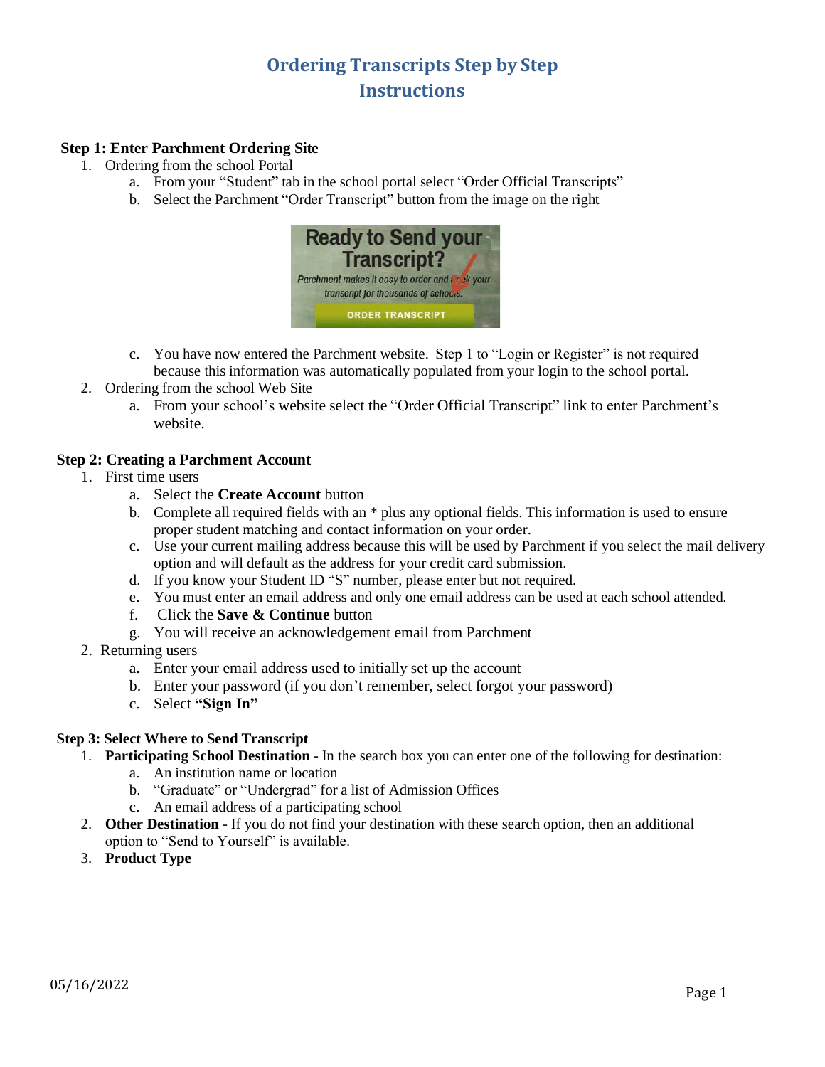# Ordering Transcripts Step by Step Instructions

**Step 1: Enter Parchment Ordering Site**

1. Ordering from the school Portal
   a. From your "Student" tab in the school portal select "Order Official Transcripts"
   b. Select the Parchment "Order Transcript" button from the image on the right
   c. You have now entered the Parchment website. Step 1 to "Login or Register" is not required because this information was automatically populated from your login to the school portal.
2. Ordering from the school Web Site
   a. From your school's website select the "Order Official Transcript" link to enter Parchment's website.

**Step 2: Creating a Parchment Account**

1. First time users
   a. Select the **Create Account** button
   b. Complete all required fields with an * plus any optional fields. This information is used to ensure proper student matching and contact information on your order.
   c. Use your current mailing address because this will be used by Parchment if you select the mail delivery option and will default as the address for your credit card submission.
   d. If you know your Student ID "S" number, please enter but not required.
   e. You must enter an email address and only one email address can be used at each school attended.
   f. Click the **Save & Continue** button
   g. You will receive an acknowledgement email from Parchment
2. Returning users
   a. Enter your email address used to initially set up the account
   b. Enter your password (if you don't remember, select forgot your password)
   c. Select **"Sign In"**

**Step 3: Select Where to Send Transcript**

1. **Participating School Destination** - In the search box you can enter one of the following for destination:
   a. An institution name or location
   b. "Graduate" or "Undergrad" for a list of Admission Offices
   c. An email address of a participating school
2. **Other Destination** - If you do not find your destination with these search option, then an additional option to "Send to Yourself" is available.
3. **Product Type**

05/16/2022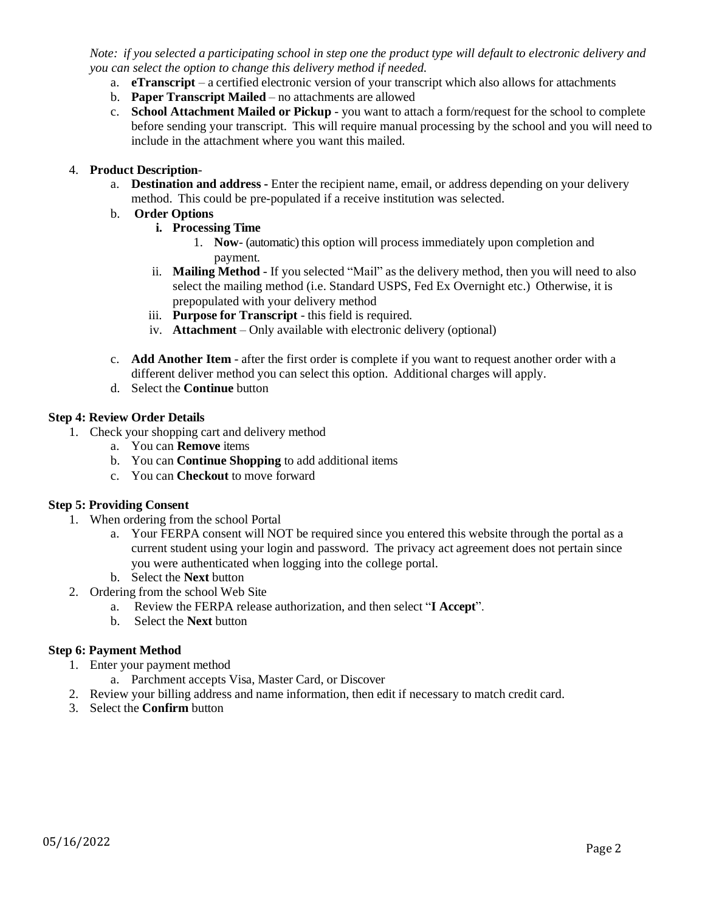*Note: if you selected a participating school in step one the product type will default to electronic delivery and you can select the option to change this delivery method if needed.*

   a. **eTranscript** – a certified electronic version of your transcript which also allows for attachments
   b. **Paper Transcript Mailed** – no attachments are allowed
   c. **School Attachment Mailed or Pickup** - you want to attach a form/request for the school to complete before sending your transcript. This will require manual processing by the school and you will need to include in the attachment where you want this mailed.

4. **Product Description**-
   a. **Destination and address** - Enter the recipient name, email, or address depending on your delivery method. This could be pre-populated if a receive institution was selected.
   b. **Order Options**
      i. **Processing Time**
         1. **Now**- (automatic) this option will process immediately upon completion and payment.
      ii. **Mailing Method** - If you selected "Mail" as the delivery method, then you will need to also select the mailing method (i.e. Standard USPS, Fed Ex Overnight etc.) Otherwise, it is prepopulated with your delivery method
      iii. **Purpose for Transcript** - this field is required.
      iv. **Attachment** – Only available with electronic delivery (optional)

   c. **Add Another Item** - after the first order is complete if you want to request another order with a different deliver method you can select this option. Additional charges will apply.
   d. Select the **Continue** button

**Step 4: Review Order Details**

1. Check your shopping cart and delivery method
   a. You can **Remove** items
   b. You can **Continue Shopping** to add additional items
   c. You can **Checkout** to move forward

**Step 5: Providing Consent**

1. When ordering from the school Portal
   a. Your FERPA consent will NOT be required since you entered this website through the portal as a current student using your login and password. The privacy act agreement does not pertain since you were authenticated when logging into the college portal.
   b. Select the **Next** button
2. Ordering from the school Web Site
   a. Review the FERPA release authorization, and then select "**I Accept**".
   b. Select the **Next** button

**Step 6: Payment Method**

1. Enter your payment method
   a. Parchment accepts Visa, Master Card, or Discover
2. Review your billing address and name information, then edit if necessary to match credit card.
3. Select the **Confirm** button

05/16/2022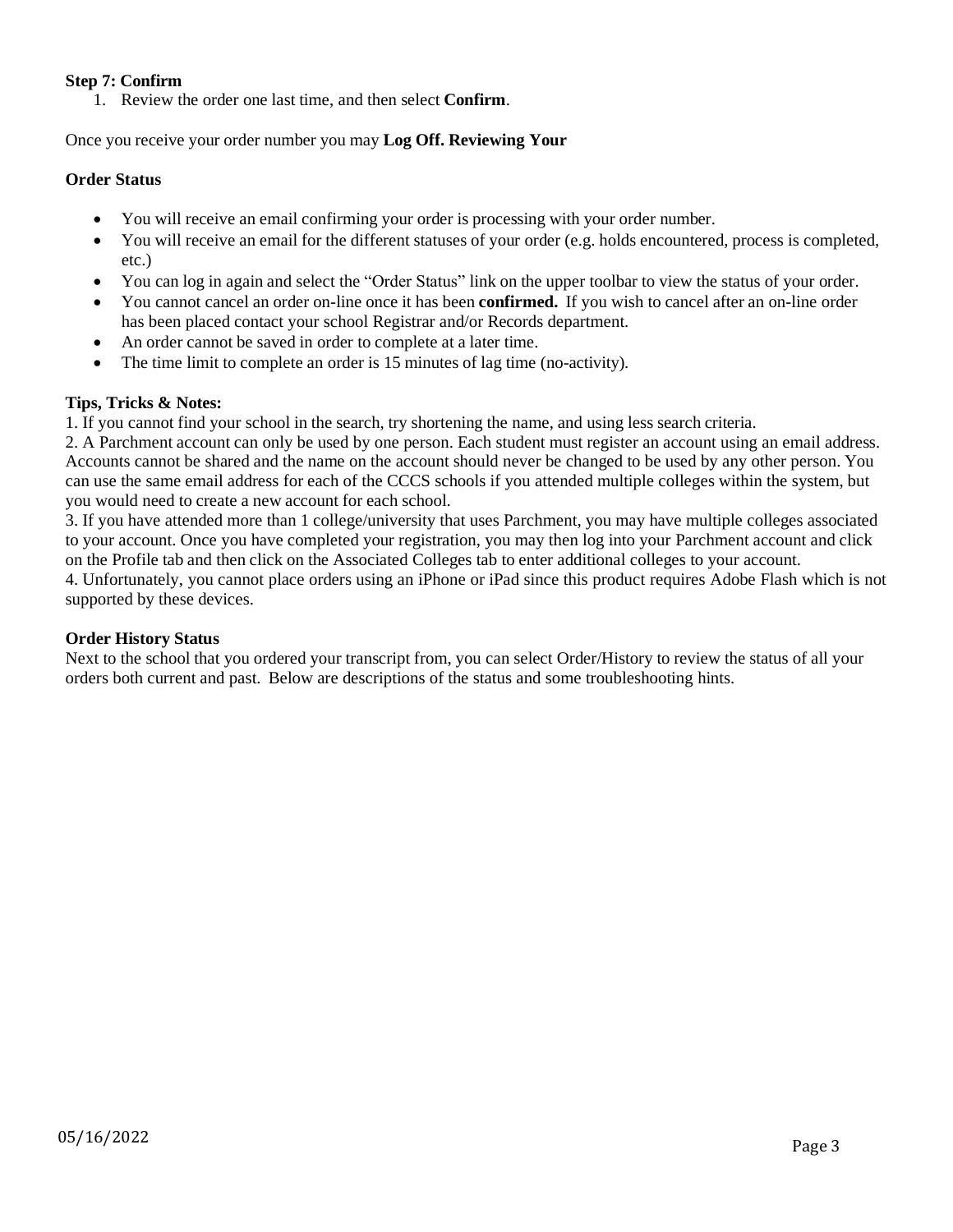**Step 7: Confirm**

1. Review the order one last time, and then select **Confirm**.

Once you receive your order number you may **Log Off. Reviewing Your**

**Order Status**

- You will receive an email confirming your order is processing with your order number.
- You will receive an email for the different statuses of your order (e.g. holds encountered, process is completed, etc.)
- You can log in again and select the "Order Status" link on the upper toolbar to view the status of your order.
- You cannot cancel an order on-line once it has been **confirmed.** If you wish to cancel after an on-line order has been placed contact your school Registrar and/or Records department.
- An order cannot be saved in order to complete at a later time.
- The time limit to complete an order is 15 minutes of lag time (no-activity).

**Tips, Tricks & Notes:**

1. If you cannot find your school in the search, try shortening the name, and using less search criteria.
2. A Parchment account can only be used by one person. Each student must register an account using an email address. Accounts cannot be shared and the name on the account should never be changed to be used by any other person. You can use the same email address for each of the CCCS schools if you attended multiple colleges within the system, but you would need to create a new account for each school.
3. If you have attended more than 1 college/university that uses Parchment, you may have multiple colleges associated to your account. Once you have completed your registration, you may then log into your Parchment account and click on the Profile tab and then click on the Associated Colleges tab to enter additional colleges to your account.
4. Unfortunately, you cannot place orders using an iPhone or iPad since this product requires Adobe Flash which is not supported by these devices.

**Order History Status**

Next to the school that you ordered your transcript from, you can select Order/History to review the status of all your orders both current and past. Below are descriptions of the status and some troubleshooting hints.

05/16/2022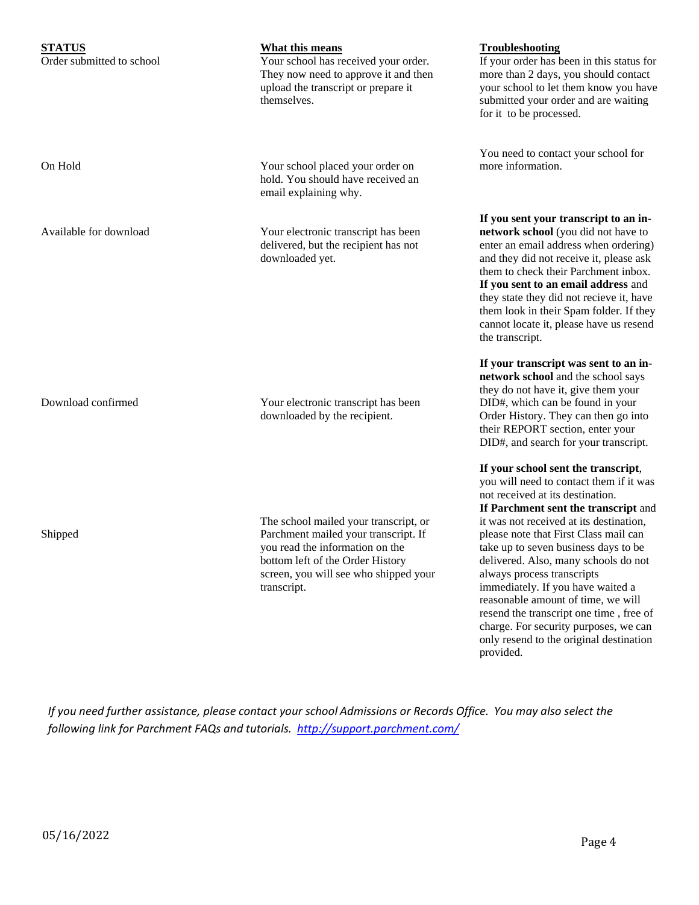| STATUS | What this means | Troubleshooting |
| --- | --- | --- |
| Order submitted to school | Your school has received your order. They now need to approve it and then upload the transcript or prepare it themselves. | If your order has been in this status for more than 2 days, you should contact your school to let them know you have submitted your order and are waiting for it to be processed. |
| On Hold | Your school placed your order on hold. You should have received an email explaining why. | You need to contact your school for more information. |
| Available for download | Your electronic transcript has been delivered, but the recipient has not downloaded yet. | **If you sent your transcript to an in-network school** (you did not have to enter an email address when ordering) and they did not receive it, please ask them to check their Parchment inbox. **If you sent to an email address** and they state they did not recieve it, have them look in their Spam folder. If they cannot locate it, please have us resend the transcript. |
| Download confirmed | Your electronic transcript has been downloaded by the recipient. | **If your transcript was sent to an in-network school** and the school says they do not have it, give them your DID#, which can be found in your Order History. They can then go into their REPORT section, enter your DID#, and search for your transcript. |
| Shipped | The school mailed your transcript, or Parchment mailed your transcript. If you read the information on the bottom left of the Order History screen, you will see who shipped your transcript. | **If your school sent the transcript**, you will need to contact them if it was not received at its destination. **If Parchment sent the transcript** and it was not received at its destination, please note that First Class mail can take up to seven business days to be delivered. Also, many schools do not always process transcripts immediately. If you have waited a reasonable amount of time, we will resend the transcript one time , free of charge. For security purposes, we can only resend to the original destination provided. |

*If you need further assistance, please contact your school Admissions or Records Office. You may also select the following link for Parchment FAQs and tutorials. [http://support.parchment.com/](http://support.parchment.com/)*

05/16/2022